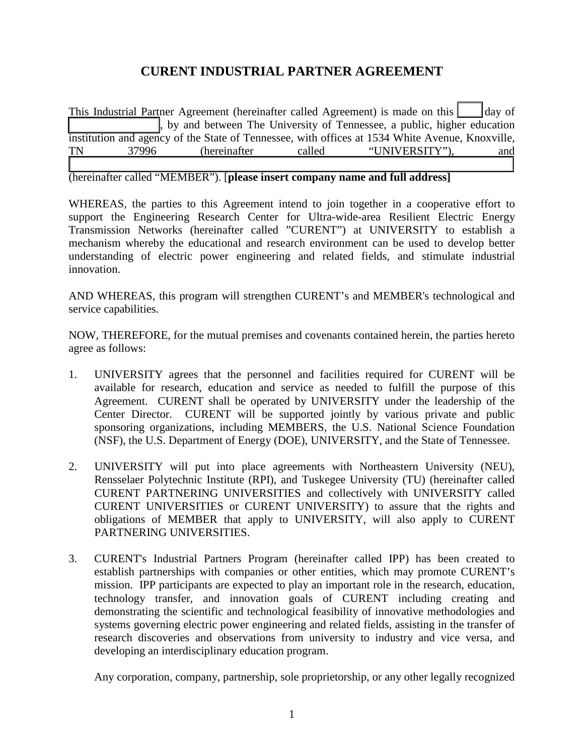# CURENT INDUSTRIAL PARTNER AGREEMENT

This Industrial Partner Agreement (hereinafter called Agreement) is made on this ____ day of ______________, by and between The University of Tennessee, a public, higher education institution and agency of the State of Tennessee, with offices at 1534 White Avenue, Knoxville, TN 37996 (hereinafter called "UNIVERSITY"), and ______________________________ (hereinafter called "MEMBER"). [**please insert company name and full address]**

WHEREAS, the parties to this Agreement intend to join together in a cooperative effort to support the Engineering Research Center for Ultra-wide-area Resilient Electric Energy Transmission Networks (hereinafter called "CURENT") at UNIVERSITY to establish a mechanism whereby the educational and research environment can be used to develop better understanding of electric power engineering and related fields, and stimulate industrial innovation.

AND WHEREAS, this program will strengthen CURENT's and MEMBER's technological and service capabilities.

NOW, THEREFORE, for the mutual premises and covenants contained herein, the parties hereto agree as follows:

1. UNIVERSITY agrees that the personnel and facilities required for CURENT will be available for research, education and service as needed to fulfill the purpose of this Agreement. CURENT shall be operated by UNIVERSITY under the leadership of the Center Director. CURENT will be supported jointly by various private and public sponsoring organizations, including MEMBERS, the U.S. National Science Foundation (NSF), the U.S. Department of Energy (DOE), UNIVERSITY, and the State of Tennessee.

2. UNIVERSITY will put into place agreements with Northeastern University (NEU), Rensselaer Polytechnic Institute (RPI), and Tuskegee University (TU) (hereinafter called CURENT PARTNERING UNIVERSITIES and collectively with UNIVERSITY called CURENT UNIVERSITIES or CURENT UNIVERSITY) to assure that the rights and obligations of MEMBER that apply to UNIVERSITY, will also apply to CURENT PARTNERING UNIVERSITIES.

3. CURENT's Industrial Partners Program (hereinafter called IPP) has been created to establish partnerships with companies or other entities, which may promote CURENT's mission. IPP participants are expected to play an important role in the research, education, technology transfer, and innovation goals of CURENT including creating and demonstrating the scientific and technological feasibility of innovative methodologies and systems governing electric power engineering and related fields, assisting in the transfer of research discoveries and observations from university to industry and vice versa, and developing an interdisciplinary education program.

   Any corporation, company, partnership, sole proprietorship, or any other legally recognized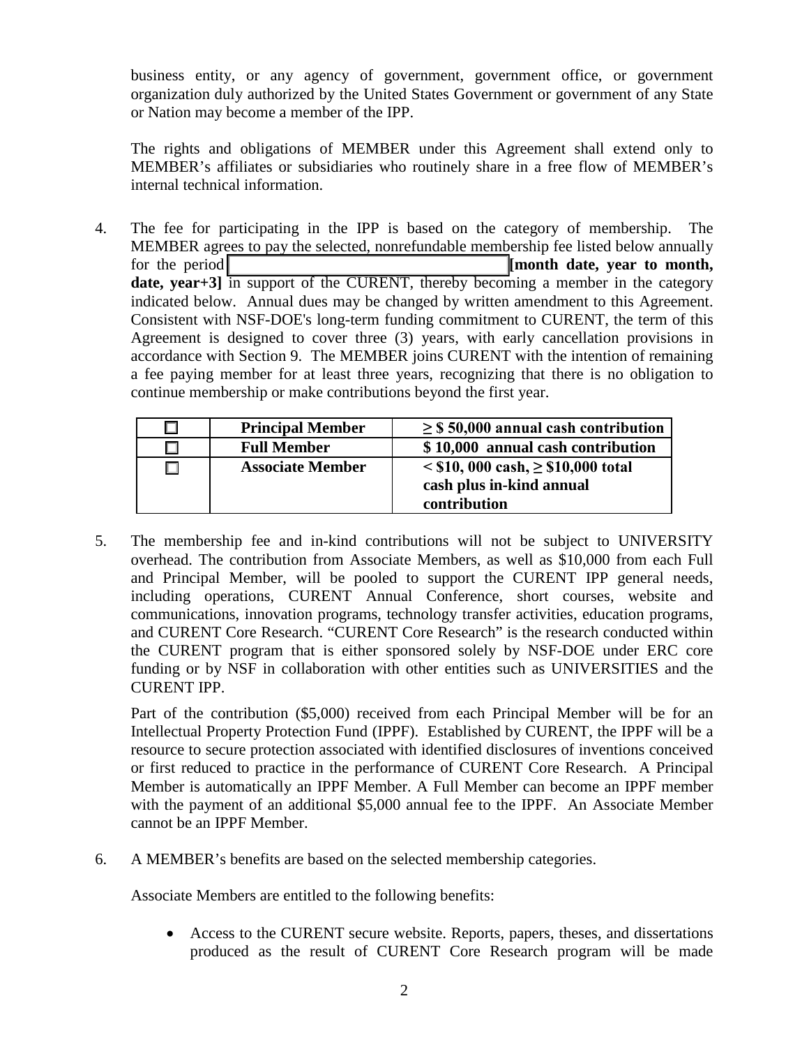business entity, or any agency of government, government office, or government organization duly authorized by the United States Government or government of any State or Nation may become a member of the IPP.

The rights and obligations of MEMBER under this Agreement shall extend only to MEMBER's affiliates or subsidiaries who routinely share in a free flow of MEMBER's internal technical information.

4. The fee for participating in the IPP is based on the category of membership. The MEMBER agrees to pay the selected, nonrefundable membership fee listed below annually for the period ______________________ **[month date, year to month, date, year+3]** in support of the CURENT, thereby becoming a member in the category indicated below. Annual dues may be changed by written amendment to this Agreement. Consistent with NSF-DOE's long-term funding commitment to CURENT, the term of this Agreement is designed to cover three (3) years, with early cancellation provisions in accordance with Section 9. The MEMBER joins CURENT with the intention of remaining a fee paying member for at least three years, recognizing that there is no obligation to continue membership or make contributions beyond the first year.

| | | |
|---|---|---|
| ☐ | **Principal Member** | **≥ $ 50,000 annual cash contribution** |
| ☐ | **Full Member** | **$ 10,000 annual cash contribution** |
| ☐ | **Associate Member** | **< $10, 000 cash, ≥ $10,000 total cash plus in-kind annual contribution** |

5. The membership fee and in-kind contributions will not be subject to UNIVERSITY overhead. The contribution from Associate Members, as well as $10,000 from each Full and Principal Member, will be pooled to support the CURENT IPP general needs, including operations, CURENT Annual Conference, short courses, website and communications, innovation programs, technology transfer activities, education programs, and CURENT Core Research. "CURENT Core Research" is the research conducted within the CURENT program that is either sponsored solely by NSF-DOE under ERC core funding or by NSF in collaboration with other entities such as UNIVERSITIES and the CURENT IPP.

   Part of the contribution ($5,000) received from each Principal Member will be for an Intellectual Property Protection Fund (IPPF). Established by CURENT, the IPPF will be a resource to secure protection associated with identified disclosures of inventions conceived or first reduced to practice in the performance of CURENT Core Research. A Principal Member is automatically an IPPF Member. A Full Member can become an IPPF member with the payment of an additional $5,000 annual fee to the IPPF. An Associate Member cannot be an IPPF Member.

6. A MEMBER's benefits are based on the selected membership categories.

   Associate Members are entitled to the following benefits:

   - Access to the CURENT secure website. Reports, papers, theses, and dissertations produced as the result of CURENT Core Research program will be made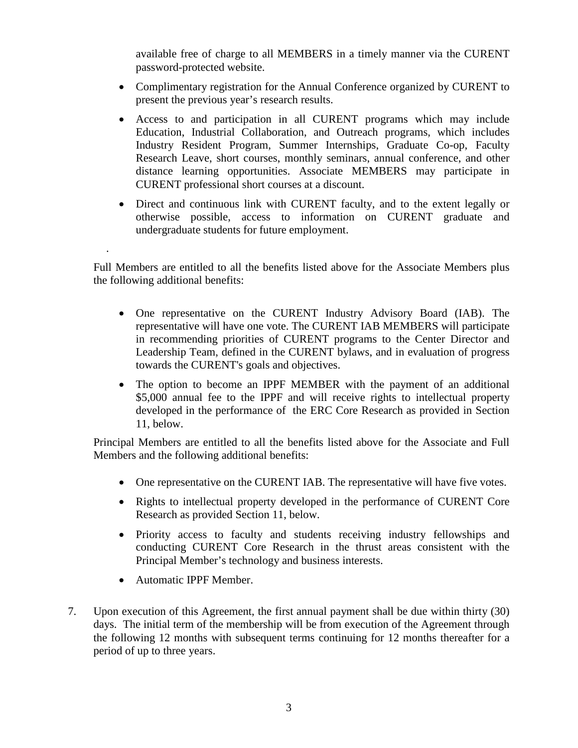available free of charge to all MEMBERS in a timely manner via the CURENT password-protected website.

- Complimentary registration for the Annual Conference organized by CURENT to present the previous year's research results.
- Access to and participation in all CURENT programs which may include Education, Industrial Collaboration, and Outreach programs, which includes Industry Resident Program, Summer Internships, Graduate Co-op, Faculty Research Leave, short courses, monthly seminars, annual conference, and other distance learning opportunities. Associate MEMBERS may participate in CURENT professional short courses at a discount.
- Direct and continuous link with CURENT faculty, and to the extent legally or otherwise possible, access to information on CURENT graduate and undergraduate students for future employment.

.

Full Members are entitled to all the benefits listed above for the Associate Members plus the following additional benefits:

- One representative on the CURENT Industry Advisory Board (IAB). The representative will have one vote. The CURENT IAB MEMBERS will participate in recommending priorities of CURENT programs to the Center Director and Leadership Team, defined in the CURENT bylaws, and in evaluation of progress towards the CURENT's goals and objectives.
- The option to become an IPPF MEMBER with the payment of an additional $5,000 annual fee to the IPPF and will receive rights to intellectual property developed in the performance of the ERC Core Research as provided in Section 11, below.

Principal Members are entitled to all the benefits listed above for the Associate and Full Members and the following additional benefits:

- One representative on the CURENT IAB. The representative will have five votes.
- Rights to intellectual property developed in the performance of CURENT Core Research as provided Section 11, below.
- Priority access to faculty and students receiving industry fellowships and conducting CURENT Core Research in the thrust areas consistent with the Principal Member's technology and business interests.
- Automatic IPPF Member.

7. Upon execution of this Agreement, the first annual payment shall be due within thirty (30) days. The initial term of the membership will be from execution of the Agreement through the following 12 months with subsequent terms continuing for 12 months thereafter for a period of up to three years.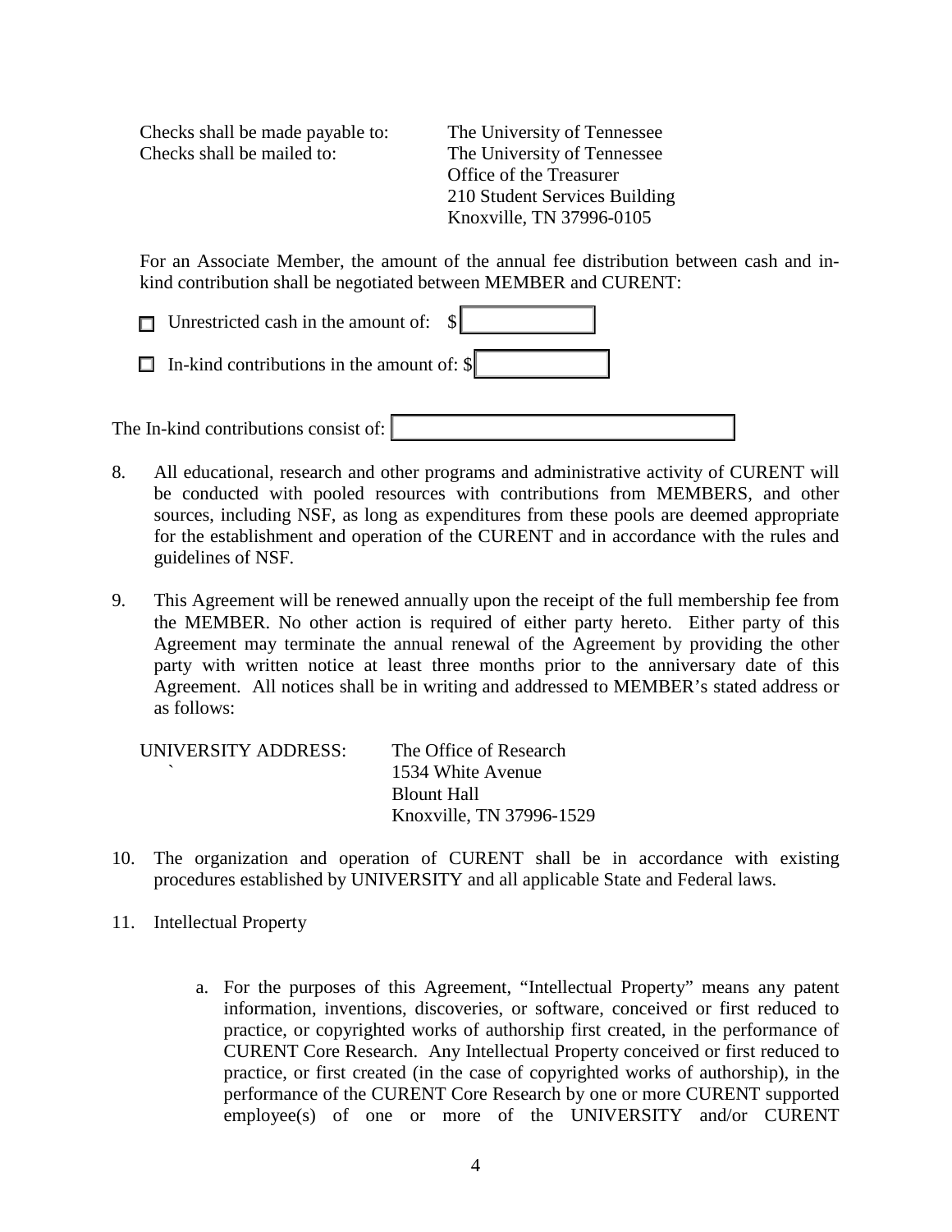Checks shall be made payable to: The University of Tennessee

Checks shall be mailed to: The University of Tennessee
Office of the Treasurer
210 Student Services Building
Knoxville, TN 37996-0105

For an Associate Member, the amount of the annual fee distribution between cash and in-kind contribution shall be negotiated between MEMBER and CURENT:

☐ Unrestricted cash in the amount of: $ ____________

☐ In-kind contributions in the amount of: $ ____________

The In-kind contributions consist of: ______________________________

8. All educational, research and other programs and administrative activity of CURENT will be conducted with pooled resources with contributions from MEMBERS, and other sources, including NSF, as long as expenditures from these pools are deemed appropriate for the establishment and operation of the CURENT and in accordance with the rules and guidelines of NSF.

9. This Agreement will be renewed annually upon the receipt of the full membership fee from the MEMBER. No other action is required of either party hereto. Either party of this Agreement may terminate the annual renewal of the Agreement by providing the other party with written notice at least three months prior to the anniversary date of this Agreement. All notices shall be in writing and addressed to MEMBER's stated address or as follows:

   UNIVERSITY ADDRESS: The Office of Research
   1534 White Avenue
   Blount Hall
   Knoxville, TN 37996-1529

10. The organization and operation of CURENT shall be in accordance with existing procedures established by UNIVERSITY and all applicable State and Federal laws.

11. Intellectual Property

    a. For the purposes of this Agreement, "Intellectual Property" means any patent information, inventions, discoveries, or software, conceived or first reduced to practice, or copyrighted works of authorship first created, in the performance of CURENT Core Research. Any Intellectual Property conceived or first reduced to practice, or first created (in the case of copyrighted works of authorship), in the performance of the CURENT Core Research by one or more CURENT supported employee(s) of one or more of the UNIVERSITY and/or CURENT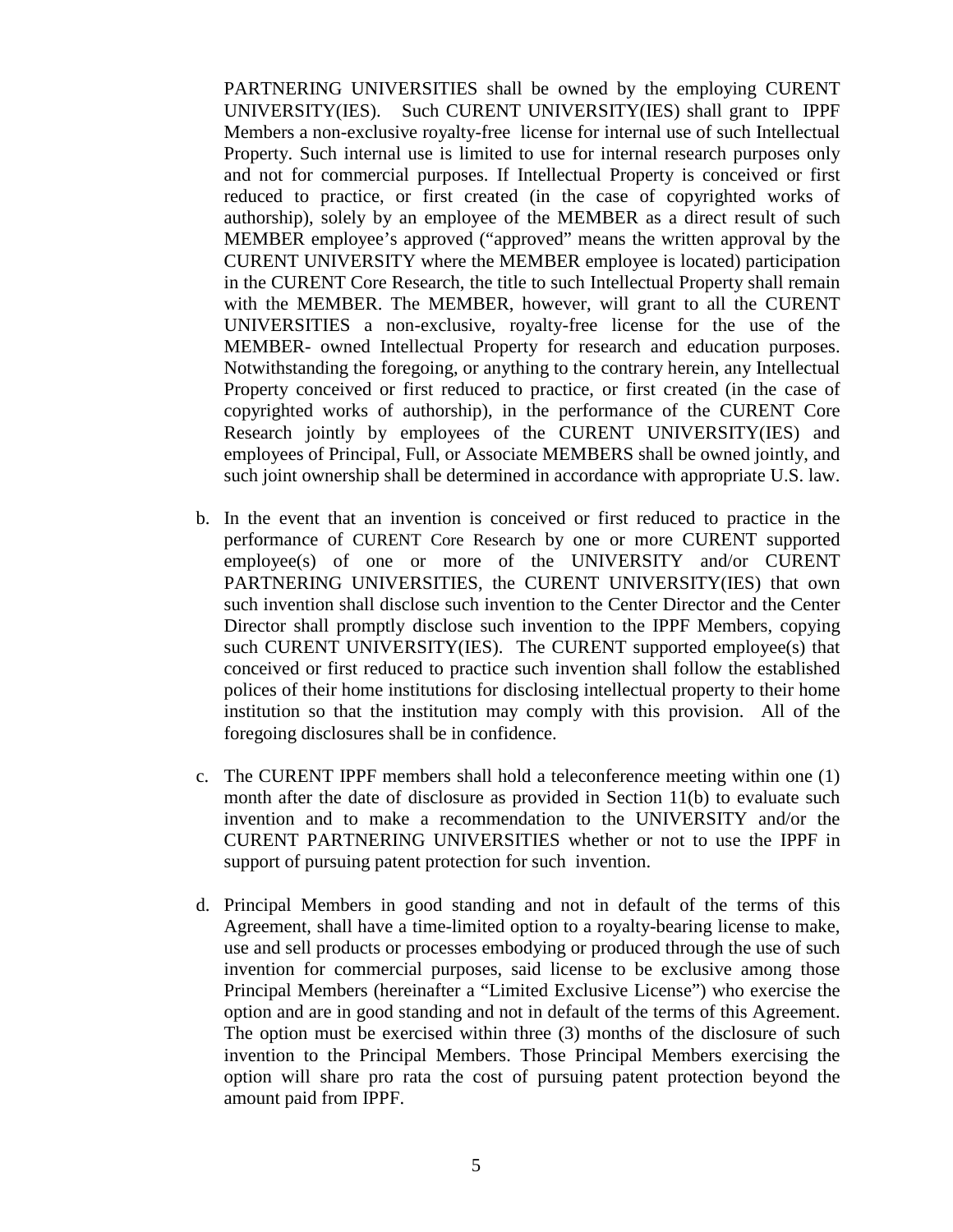PARTNERING UNIVERSITIES shall be owned by the employing CURENT UNIVERSITY(IES). Such CURENT UNIVERSITY(IES) shall grant to IPPF Members a non-exclusive royalty-free license for internal use of such Intellectual Property. Such internal use is limited to use for internal research purposes only and not for commercial purposes. If Intellectual Property is conceived or first reduced to practice, or first created (in the case of copyrighted works of authorship), solely by an employee of the MEMBER as a direct result of such MEMBER employee's approved ("approved" means the written approval by the CURENT UNIVERSITY where the MEMBER employee is located) participation in the CURENT Core Research, the title to such Intellectual Property shall remain with the MEMBER. The MEMBER, however, will grant to all the CURENT UNIVERSITIES a non-exclusive, royalty-free license for the use of the MEMBER- owned Intellectual Property for research and education purposes. Notwithstanding the foregoing, or anything to the contrary herein, any Intellectual Property conceived or first reduced to practice, or first created (in the case of copyrighted works of authorship), in the performance of the CURENT Core Research jointly by employees of the CURENT UNIVERSITY(IES) and employees of Principal, Full, or Associate MEMBERS shall be owned jointly, and such joint ownership shall be determined in accordance with appropriate U.S. law.

b. In the event that an invention is conceived or first reduced to practice in the performance of CURENT Core Research by one or more CURENT supported employee(s) of one or more of the UNIVERSITY and/or CURENT PARTNERING UNIVERSITIES, the CURENT UNIVERSITY(IES) that own such invention shall disclose such invention to the Center Director and the Center Director shall promptly disclose such invention to the IPPF Members, copying such CURENT UNIVERSITY(IES). The CURENT supported employee(s) that conceived or first reduced to practice such invention shall follow the established polices of their home institutions for disclosing intellectual property to their home institution so that the institution may comply with this provision. All of the foregoing disclosures shall be in confidence.

c. The CURENT IPPF members shall hold a teleconference meeting within one (1) month after the date of disclosure as provided in Section 11(b) to evaluate such invention and to make a recommendation to the UNIVERSITY and/or the CURENT PARTNERING UNIVERSITIES whether or not to use the IPPF in support of pursuing patent protection for such invention.

d. Principal Members in good standing and not in default of the terms of this Agreement, shall have a time-limited option to a royalty-bearing license to make, use and sell products or processes embodying or produced through the use of such invention for commercial purposes, said license to be exclusive among those Principal Members (hereinafter a "Limited Exclusive License") who exercise the option and are in good standing and not in default of the terms of this Agreement. The option must be exercised within three (3) months of the disclosure of such invention to the Principal Members. Those Principal Members exercising the option will share pro rata the cost of pursuing patent protection beyond the amount paid from IPPF.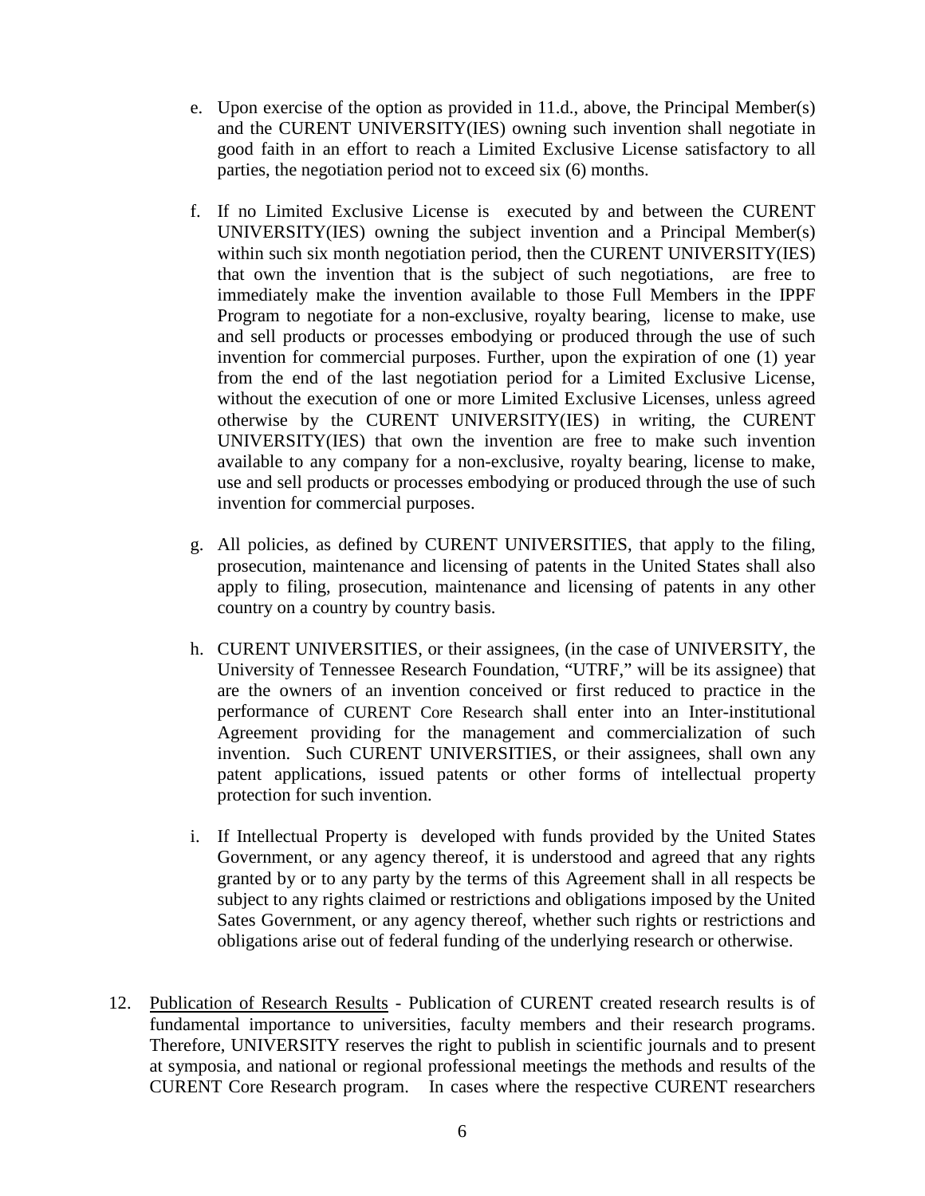e. Upon exercise of the option as provided in 11.d., above, the Principal Member(s) and the CURENT UNIVERSITY(IES) owning such invention shall negotiate in good faith in an effort to reach a Limited Exclusive License satisfactory to all parties, the negotiation period not to exceed six (6) months.

f. If no Limited Exclusive License is executed by and between the CURENT UNIVERSITY(IES) owning the subject invention and a Principal Member(s) within such six month negotiation period, then the CURENT UNIVERSITY(IES) that own the invention that is the subject of such negotiations, are free to immediately make the invention available to those Full Members in the IPPF Program to negotiate for a non-exclusive, royalty bearing, license to make, use and sell products or processes embodying or produced through the use of such invention for commercial purposes. Further, upon the expiration of one (1) year from the end of the last negotiation period for a Limited Exclusive License, without the execution of one or more Limited Exclusive Licenses, unless agreed otherwise by the CURENT UNIVERSITY(IES) in writing, the CURENT UNIVERSITY(IES) that own the invention are free to make such invention available to any company for a non-exclusive, royalty bearing, license to make, use and sell products or processes embodying or produced through the use of such invention for commercial purposes.

g. All policies, as defined by CURENT UNIVERSITIES, that apply to the filing, prosecution, maintenance and licensing of patents in the United States shall also apply to filing, prosecution, maintenance and licensing of patents in any other country on a country by country basis.

h. CURENT UNIVERSITIES, or their assignees, (in the case of UNIVERSITY, the University of Tennessee Research Foundation, "UTRF," will be its assignee) that are the owners of an invention conceived or first reduced to practice in the performance of CURENT Core Research shall enter into an Inter-institutional Agreement providing for the management and commercialization of such invention. Such CURENT UNIVERSITIES, or their assignees, shall own any patent applications, issued patents or other forms of intellectual property protection for such invention.

i. If Intellectual Property is developed with funds provided by the United States Government, or any agency thereof, it is understood and agreed that any rights granted by or to any party by the terms of this Agreement shall in all respects be subject to any rights claimed or restrictions and obligations imposed by the United Sates Government, or any agency thereof, whether such rights or restrictions and obligations arise out of federal funding of the underlying research or otherwise.

12. Publication of Research Results - Publication of CURENT created research results is of fundamental importance to universities, faculty members and their research programs. Therefore, UNIVERSITY reserves the right to publish in scientific journals and to present at symposia, and national or regional professional meetings the methods and results of the CURENT Core Research program. In cases where the respective CURENT researchers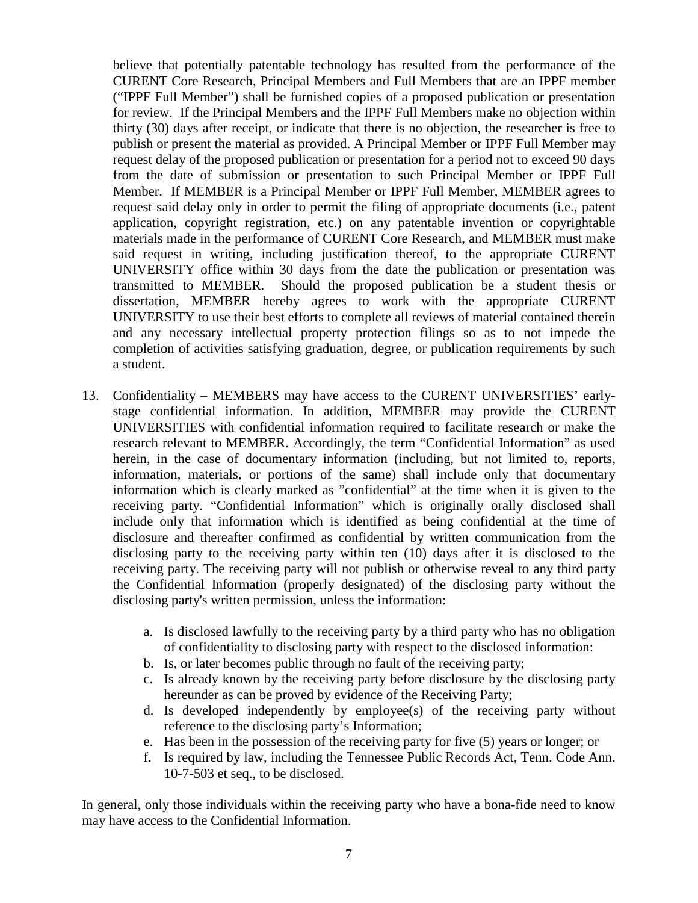believe that potentially patentable technology has resulted from the performance of the CURENT Core Research, Principal Members and Full Members that are an IPPF member ("IPPF Full Member") shall be furnished copies of a proposed publication or presentation for review. If the Principal Members and the IPPF Full Members make no objection within thirty (30) days after receipt, or indicate that there is no objection, the researcher is free to publish or present the material as provided. A Principal Member or IPPF Full Member may request delay of the proposed publication or presentation for a period not to exceed 90 days from the date of submission or presentation to such Principal Member or IPPF Full Member. If MEMBER is a Principal Member or IPPF Full Member, MEMBER agrees to request said delay only in order to permit the filing of appropriate documents (i.e., patent application, copyright registration, etc.) on any patentable invention or copyrightable materials made in the performance of CURENT Core Research, and MEMBER must make said request in writing, including justification thereof, to the appropriate CURENT UNIVERSITY office within 30 days from the date the publication or presentation was transmitted to MEMBER. Should the proposed publication be a student thesis or dissertation, MEMBER hereby agrees to work with the appropriate CURENT UNIVERSITY to use their best efforts to complete all reviews of material contained therein and any necessary intellectual property protection filings so as to not impede the completion of activities satisfying graduation, degree, or publication requirements by such a student.

13. Confidentiality – MEMBERS may have access to the CURENT UNIVERSITIES' early-stage confidential information. In addition, MEMBER may provide the CURENT UNIVERSITIES with confidential information required to facilitate research or make the research relevant to MEMBER. Accordingly, the term "Confidential Information" as used herein, in the case of documentary information (including, but not limited to, reports, information, materials, or portions of the same) shall include only that documentary information which is clearly marked as "confidential" at the time when it is given to the receiving party. "Confidential Information" which is originally orally disclosed shall include only that information which is identified as being confidential at the time of disclosure and thereafter confirmed as confidential by written communication from the disclosing party to the receiving party within ten (10) days after it is disclosed to the receiving party. The receiving party will not publish or otherwise reveal to any third party the Confidential Information (properly designated) of the disclosing party without the disclosing party's written permission, unless the information:

    a. Is disclosed lawfully to the receiving party by a third party who has no obligation of confidentiality to disclosing party with respect to the disclosed information:
    b. Is, or later becomes public through no fault of the receiving party;
    c. Is already known by the receiving party before disclosure by the disclosing party hereunder as can be proved by evidence of the Receiving Party;
    d. Is developed independently by employee(s) of the receiving party without reference to the disclosing party's Information;
    e. Has been in the possession of the receiving party for five (5) years or longer; or
    f. Is required by law, including the Tennessee Public Records Act, Tenn. Code Ann. 10-7-503 et seq., to be disclosed.

In general, only those individuals within the receiving party who have a bona-fide need to know may have access to the Confidential Information.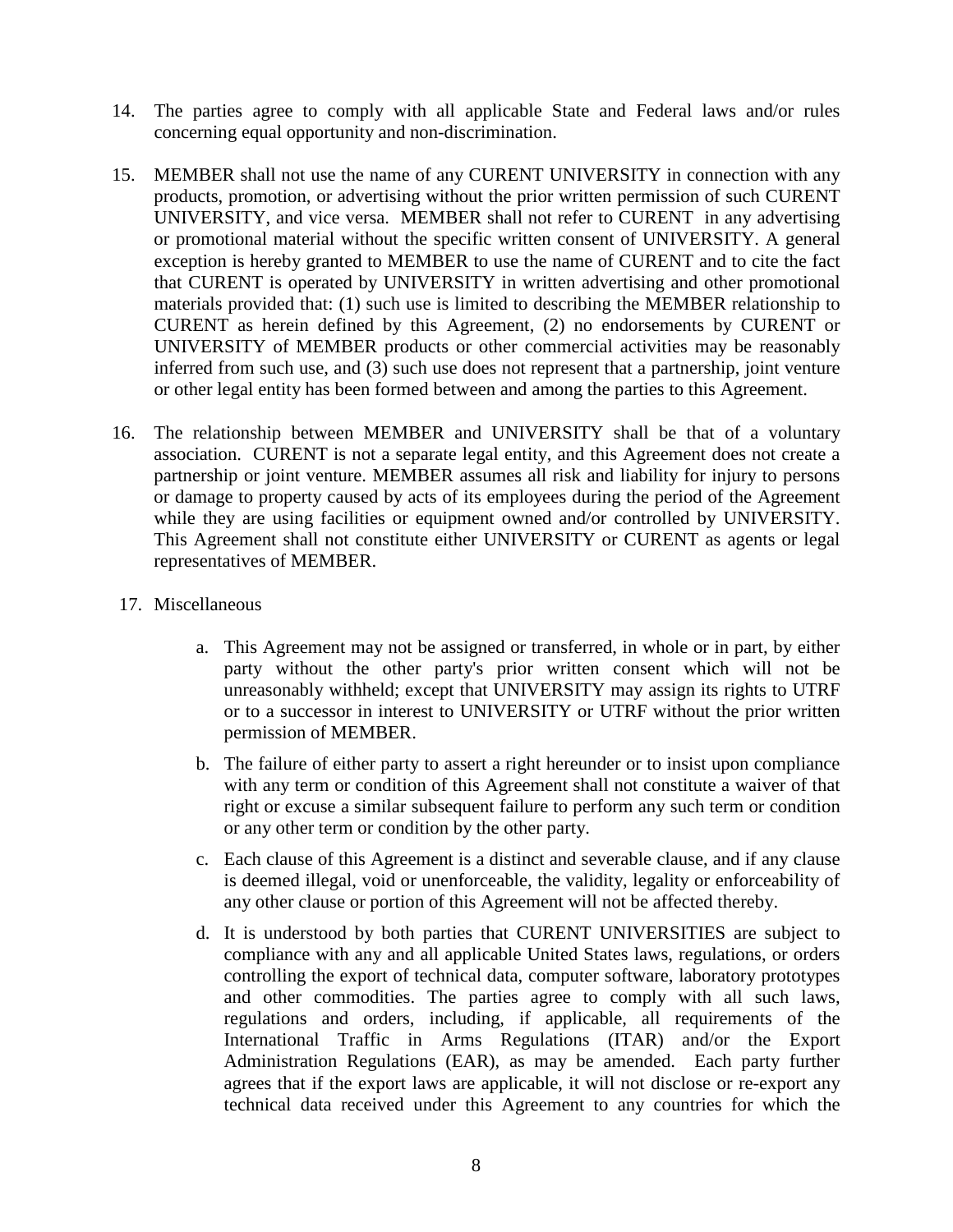14. The parties agree to comply with all applicable State and Federal laws and/or rules concerning equal opportunity and non-discrimination.

15. MEMBER shall not use the name of any CURENT UNIVERSITY in connection with any products, promotion, or advertising without the prior written permission of such CURENT UNIVERSITY, and vice versa. MEMBER shall not refer to CURENT in any advertising or promotional material without the specific written consent of UNIVERSITY. A general exception is hereby granted to MEMBER to use the name of CURENT and to cite the fact that CURENT is operated by UNIVERSITY in written advertising and other promotional materials provided that: (1) such use is limited to describing the MEMBER relationship to CURENT as herein defined by this Agreement, (2) no endorsements by CURENT or UNIVERSITY of MEMBER products or other commercial activities may be reasonably inferred from such use, and (3) such use does not represent that a partnership, joint venture or other legal entity has been formed between and among the parties to this Agreement.

16. The relationship between MEMBER and UNIVERSITY shall be that of a voluntary association. CURENT is not a separate legal entity, and this Agreement does not create a partnership or joint venture. MEMBER assumes all risk and liability for injury to persons or damage to property caused by acts of its employees during the period of the Agreement while they are using facilities or equipment owned and/or controlled by UNIVERSITY. This Agreement shall not constitute either UNIVERSITY or CURENT as agents or legal representatives of MEMBER.

17. Miscellaneous

    a. This Agreement may not be assigned or transferred, in whole or in part, by either party without the other party's prior written consent which will not be unreasonably withheld; except that UNIVERSITY may assign its rights to UTRF or to a successor in interest to UNIVERSITY or UTRF without the prior written permission of MEMBER.

    b. The failure of either party to assert a right hereunder or to insist upon compliance with any term or condition of this Agreement shall not constitute a waiver of that right or excuse a similar subsequent failure to perform any such term or condition or any other term or condition by the other party.

    c. Each clause of this Agreement is a distinct and severable clause, and if any clause is deemed illegal, void or unenforceable, the validity, legality or enforceability of any other clause or portion of this Agreement will not be affected thereby.

    d. It is understood by both parties that CURENT UNIVERSITIES are subject to compliance with any and all applicable United States laws, regulations, or orders controlling the export of technical data, computer software, laboratory prototypes and other commodities. The parties agree to comply with all such laws, regulations and orders, including, if applicable, all requirements of the International Traffic in Arms Regulations (ITAR) and/or the Export Administration Regulations (EAR), as may be amended. Each party further agrees that if the export laws are applicable, it will not disclose or re-export any technical data received under this Agreement to any countries for which the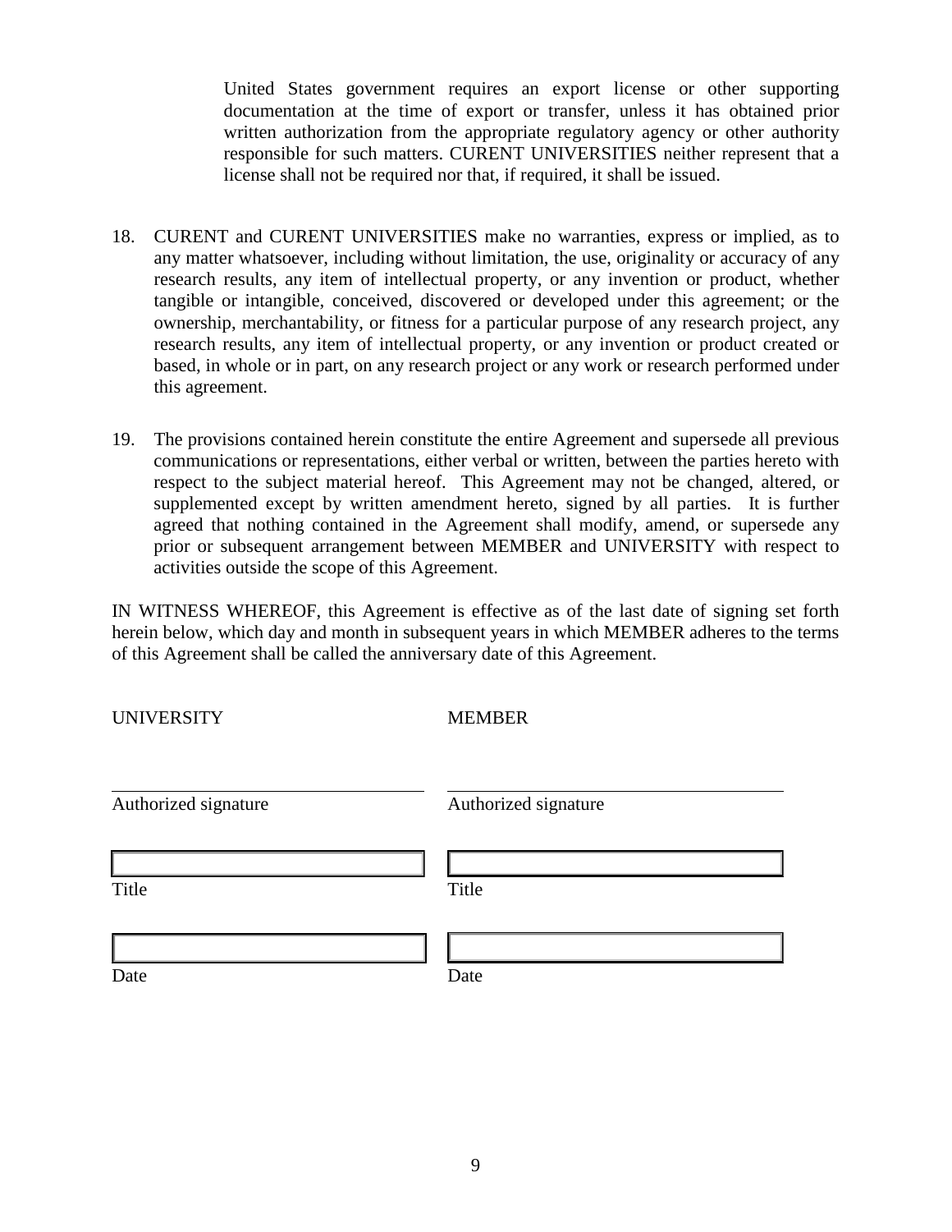United States government requires an export license or other supporting documentation at the time of export or transfer, unless it has obtained prior written authorization from the appropriate regulatory agency or other authority responsible for such matters. CURENT UNIVERSITIES neither represent that a license shall not be required nor that, if required, it shall be issued.

18. CURENT and CURENT UNIVERSITIES make no warranties, express or implied, as to any matter whatsoever, including without limitation, the use, originality or accuracy of any research results, any item of intellectual property, or any invention or product, whether tangible or intangible, conceived, discovered or developed under this agreement; or the ownership, merchantability, or fitness for a particular purpose of any research project, any research results, any item of intellectual property, or any invention or product created or based, in whole or in part, on any research project or any work or research performed under this agreement.

19. The provisions contained herein constitute the entire Agreement and supersede all previous communications or representations, either verbal or written, between the parties hereto with respect to the subject material hereof. This Agreement may not be changed, altered, or supplemented except by written amendment hereto, signed by all parties. It is further agreed that nothing contained in the Agreement shall modify, amend, or supersede any prior or subsequent arrangement between MEMBER and UNIVERSITY with respect to activities outside the scope of this Agreement.

IN WITNESS WHEREOF, this Agreement is effective as of the last date of signing set forth herein below, which day and month in subsequent years in which MEMBER adheres to the terms of this Agreement shall be called the anniversary date of this Agreement.

| UNIVERSITY | MEMBER |
| --- | --- |
| ______________________ | ______________________ |
| Authorized signature | Authorized signature |
| ______________________ | ______________________ |
| Title | Title |
| ______________________ | ______________________ |
| Date | Date |